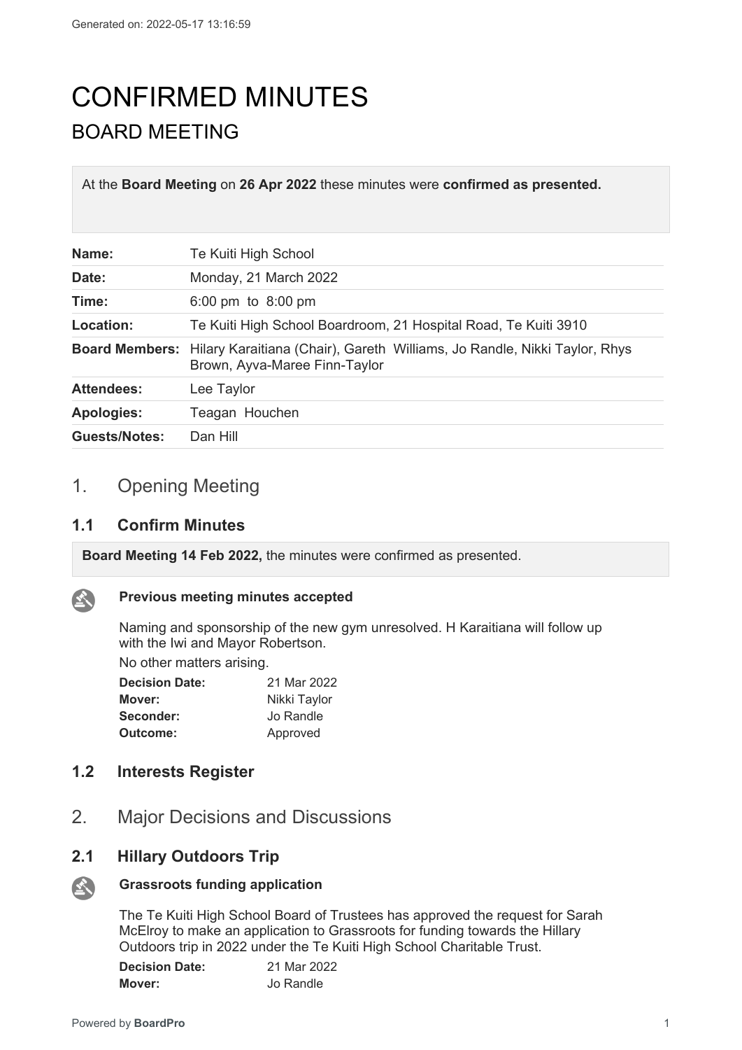Generated on: 2022-05-17 13:16:59

# CONFIRMED MINUTES

## BOARD MEETING

At the **Board Meeting** on **26 Apr 2022** these minutes were **confirmed as presented.**

| | |
|---|---|
| **Name:** | Te Kuiti High School |
| **Date:** | Monday, 21 March 2022 |
| **Time:** | 6:00 pm to 8:00 pm |
| **Location:** | Te Kuiti High School Boardroom, 21 Hospital Road, Te Kuiti 3910 |
| **Board Members:** | Hilary Karaitiana (Chair), Gareth Williams, Jo Randle, Nikki Taylor, Rhys Brown, Ayva-Maree Finn-Taylor |
| **Attendees:** | Lee Taylor |
| **Apologies:** | Teagan Houchen |
| **Guests/Notes:** | Dan Hill |

## 1. Opening Meeting

### 1.1 Confirm Minutes

**Board Meeting 14 Feb 2022,** the minutes were confirmed as presented.

**Previous meeting minutes accepted**

Naming and sponsorship of the new gym unresolved. H Karaitiana will follow up with the Iwi and Mayor Robertson.

No other matters arising.

| | |
|---|---|
| **Decision Date:** | 21 Mar 2022 |
| **Mover:** | Nikki Taylor |
| **Seconder:** | Jo Randle |
| **Outcome:** | Approved |

### 1.2 Interests Register

## 2. Major Decisions and Discussions

### 2.1 Hillary Outdoors Trip

**Grassroots funding application**

The Te Kuiti High School Board of Trustees has approved the request for Sarah McElroy to make an application to Grassroots for funding towards the Hillary Outdoors trip in 2022 under the Te Kuiti High School Charitable Trust.

| | |
|---|---|
| **Decision Date:** | 21 Mar 2022 |
| **Mover:** | Jo Randle |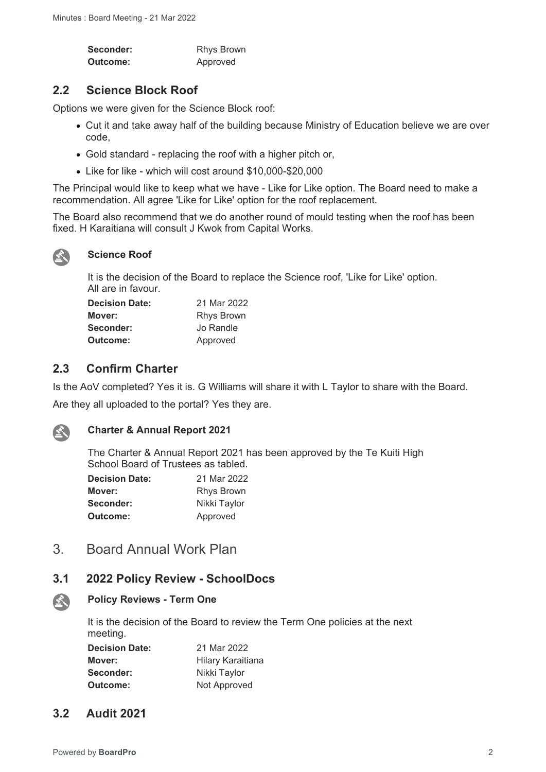| | |
|---|---|
| **Seconder:** | Rhys Brown |
| **Outcome:** | Approved |

## 2.2 Science Block Roof

Options we were given for the Science Block roof:

- Cut it and take away half of the building because Ministry of Education believe we are over code,
- Gold standard - replacing the roof with a higher pitch or,
- Like for like - which will cost around $10,000-$20,000

The Principal would like to keep what we have - Like for Like option. The Board need to make a recommendation. All agree 'Like for Like' option for the roof replacement.

The Board also recommend that we do another round of mould testing when the roof has been fixed. H Karaitiana will consult J Kwok from Capital Works.

**Science Roof**

It is the decision of the Board to replace the Science roof, 'Like for Like' option. All are in favour.

| | |
|---|---|
| **Decision Date:** | 21 Mar 2022 |
| **Mover:** | Rhys Brown |
| **Seconder:** | Jo Randle |
| **Outcome:** | Approved |

## 2.3 Confirm Charter

Is the AoV completed? Yes it is. G Williams will share it with L Taylor to share with the Board.

Are they all uploaded to the portal? Yes they are.

**Charter & Annual Report 2021**

The Charter & Annual Report 2021 has been approved by the Te Kuiti High School Board of Trustees as tabled.

| | |
|---|---|
| **Decision Date:** | 21 Mar 2022 |
| **Mover:** | Rhys Brown |
| **Seconder:** | Nikki Taylor |
| **Outcome:** | Approved |

# 3. Board Annual Work Plan

## 3.1 2022 Policy Review - SchoolDocs

**Policy Reviews - Term One**

It is the decision of the Board to review the Term One policies at the next meeting.

| | |
|---|---|
| **Decision Date:** | 21 Mar 2022 |
| **Mover:** | Hilary Karaitiana |
| **Seconder:** | Nikki Taylor |
| **Outcome:** | Not Approved |

## 3.2 Audit 2021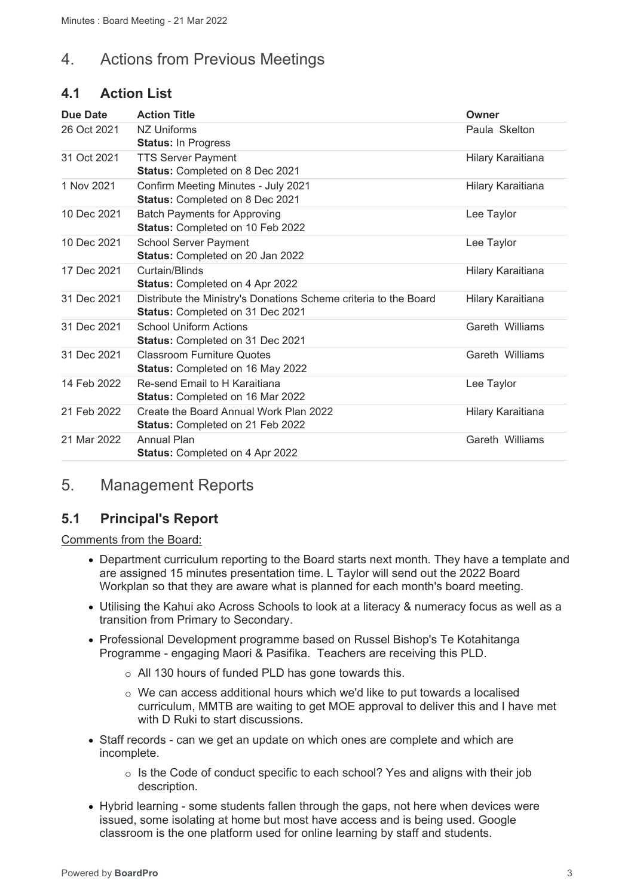# 4. Actions from Previous Meetings

## 4.1 Action List

| Due Date | Action Title | Owner |
| --- | --- | --- |
| 26 Oct 2021 | NZ Uniforms<br>**Status:** In Progress | Paula Skelton |
| 31 Oct 2021 | TTS Server Payment<br>**Status:** Completed on 8 Dec 2021 | Hilary Karaitiana |
| 1 Nov 2021 | Confirm Meeting Minutes - July 2021<br>**Status:** Completed on 8 Dec 2021 | Hilary Karaitiana |
| 10 Dec 2021 | Batch Payments for Approving<br>**Status:** Completed on 10 Feb 2022 | Lee Taylor |
| 10 Dec 2021 | School Server Payment<br>**Status:** Completed on 20 Jan 2022 | Lee Taylor |
| 17 Dec 2021 | Curtain/Blinds<br>**Status:** Completed on 4 Apr 2022 | Hilary Karaitiana |
| 31 Dec 2021 | Distribute the Ministry's Donations Scheme criteria to the Board<br>**Status:** Completed on 31 Dec 2021 | Hilary Karaitiana |
| 31 Dec 2021 | School Uniform Actions<br>**Status:** Completed on 31 Dec 2021 | Gareth Williams |
| 31 Dec 2021 | Classroom Furniture Quotes<br>**Status:** Completed on 16 May 2022 | Gareth Williams |
| 14 Feb 2022 | Re-send Email to H Karaitiana<br>**Status:** Completed on 16 Mar 2022 | Lee Taylor |
| 21 Feb 2022 | Create the Board Annual Work Plan 2022<br>**Status:** Completed on 21 Feb 2022 | Hilary Karaitiana |
| 21 Mar 2022 | Annual Plan<br>**Status:** Completed on 4 Apr 2022 | Gareth Williams |

# 5. Management Reports

## 5.1 Principal's Report

Comments from the Board:

- Department curriculum reporting to the Board starts next month. They have a template and are assigned 15 minutes presentation time. L Taylor will send out the 2022 Board Workplan so that they are aware what is planned for each month's board meeting.
- Utilising the Kahui ako Across Schools to look at a literacy & numeracy focus as well as a transition from Primary to Secondary.
- Professional Development programme based on Russel Bishop's Te Kotahitanga Programme - engaging Maori & Pasifika. Teachers are receiving this PLD.
    - All 130 hours of funded PLD has gone towards this.
    - We can access additional hours which we'd like to put towards a localised curriculum, MMTB are waiting to get MOE approval to deliver this and I have met with D Ruki to start discussions.
- Staff records - can we get an update on which ones are complete and which are incomplete.
    - Is the Code of conduct specific to each school? Yes and aligns with their job description.
- Hybrid learning - some students fallen through the gaps, not here when devices were issued, some isolating at home but most have access and is being used. Google classroom is the one platform used for online learning by staff and students.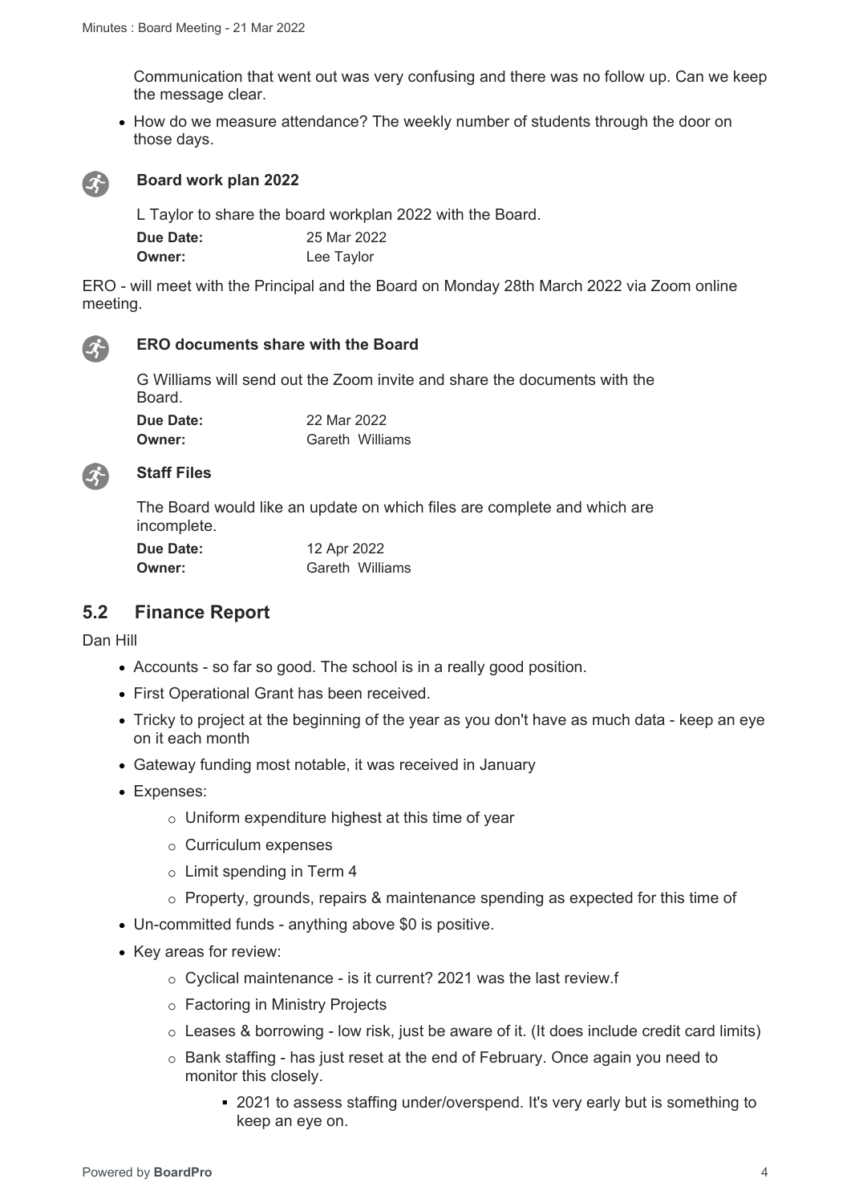Communication that went out was very confusing and there was no follow up. Can we keep the message clear.

- How do we measure attendance? The weekly number of students through the door on those days.

**Board work plan 2022**

L Taylor to share the board workplan 2022 with the Board.

**Due Date:** 25 Mar 2022
**Owner:** Lee Taylor

ERO - will meet with the Principal and the Board on Monday 28th March 2022 via Zoom online meeting.

**ERO documents share with the Board**

G Williams will send out the Zoom invite and share the documents with the Board.

**Due Date:** 22 Mar 2022
**Owner:** Gareth Williams

**Staff Files**

The Board would like an update on which files are complete and which are incomplete.

**Due Date:** 12 Apr 2022
**Owner:** Gareth Williams

## 5.2 Finance Report

Dan Hill

- Accounts - so far so good. The school is in a really good position.
- First Operational Grant has been received.
- Tricky to project at the beginning of the year as you don't have as much data - keep an eye on it each month
- Gateway funding most notable, it was received in January
- Expenses:
  - Uniform expenditure highest at this time of year
  - Curriculum expenses
  - Limit spending in Term 4
  - Property, grounds, repairs & maintenance spending as expected for this time of
- Un-committed funds - anything above $0 is positive.
- Key areas for review:
  - Cyclical maintenance - is it current? 2021 was the last review.f
  - Factoring in Ministry Projects
  - Leases & borrowing - low risk, just be aware of it. (It does include credit card limits)
  - Bank staffing - has just reset at the end of February. Once again you need to monitor this closely.
    - 2021 to assess staffing under/overspend. It's very early but is something to keep an eye on.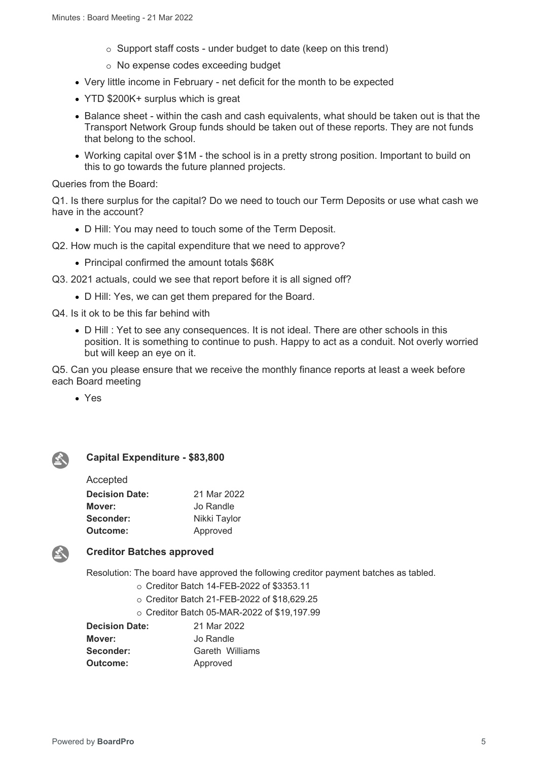- Support staff costs - under budget to date (keep on this trend)
  - No expense codes exceeding budget
- Very little income in February - net deficit for the month to be expected
- YTD $200K+ surplus which is great
- Balance sheet - within the cash and cash equivalents, what should be taken out is that the Transport Network Group funds should be taken out of these reports. They are not funds that belong to the school.
- Working capital over $1M - the school is in a pretty strong position. Important to build on this to go towards the future planned projects.

Queries from the Board:

Q1. Is there surplus for the capital? Do we need to touch our Term Deposits or use what cash we have in the account?

- D Hill: You may need to touch some of the Term Deposit.

Q2. How much is the capital expenditure that we need to approve?

- Principal confirmed the amount totals $68K

Q3. 2021 actuals, could we see that report before it is all signed off?

- D Hill: Yes, we can get them prepared for the Board.

Q4. Is it ok to be this far behind with

- D Hill : Yet to see any consequences. It is not ideal. There are other schools in this position. It is something to continue to push. Happy to act as a conduit. Not overly worried but will keep an eye on it.

Q5. Can you please ensure that we receive the monthly finance reports at least a week before each Board meeting

- Yes

### Capital Expenditure - $83,800

Accepted

| | |
|---|---|
| **Decision Date:** | 21 Mar 2022 |
| **Mover:** | Jo Randle |
| **Seconder:** | Nikki Taylor |
| **Outcome:** | Approved |

### Creditor Batches approved

Resolution: The board have approved the following creditor payment batches as tabled.

- Creditor Batch 14-FEB-2022 of $3353.11
- Creditor Batch 21-FEB-2022 of $18,629.25
- Creditor Batch 05-MAR-2022 of $19,197.99

| | |
|---|---|
| **Decision Date:** | 21 Mar 2022 |
| **Mover:** | Jo Randle |
| **Seconder:** | Gareth Williams |
| **Outcome:** | Approved |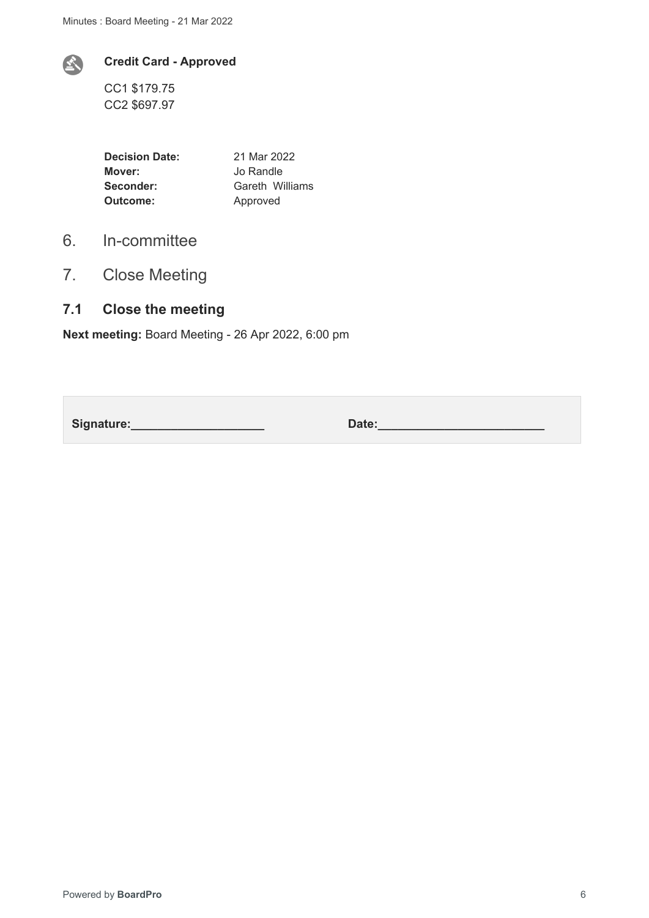**Credit Card - Approved**

CC1 $179.75
CC2 $697.97

| | |
|---|---|
| **Decision Date:** | 21 Mar 2022 |
| **Mover:** | Jo Randle |
| **Seconder:** | Gareth Williams |
| **Outcome:** | Approved |

# 6. In-committee

# 7. Close Meeting

## 7.1 Close the meeting

**Next meeting:** Board Meeting - 26 Apr 2022, 6:00 pm

**Signature:**___________________ **Date:**________________________